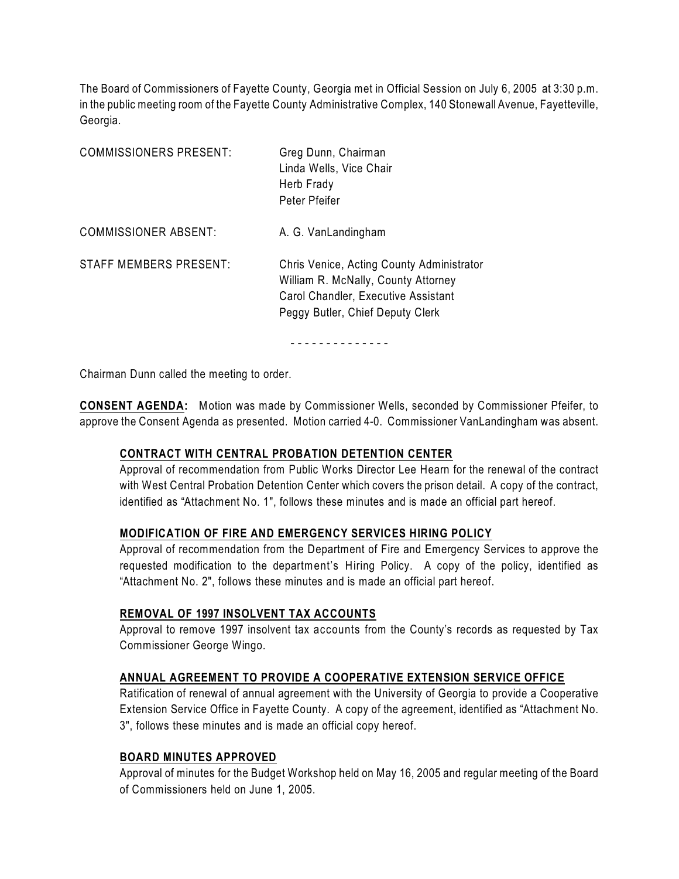The Board of Commissioners of Fayette County, Georgia met in Official Session on July 6, 2005 at 3:30 p.m. in the public meeting room of the Fayette County Administrative Complex, 140 Stonewall Avenue, Fayetteville, Georgia.

| | |
|---|---|
| COMMISSIONERS PRESENT: | Greg Dunn, Chairman<br>Linda Wells, Vice Chair<br>Herb Frady<br>Peter Pfeifer |
| COMMISSIONER ABSENT: | A. G. VanLandingham |
| STAFF MEMBERS PRESENT: | Chris Venice, Acting County Administrator<br>William R. McNally, County Attorney<br>Carol Chandler, Executive Assistant<br>Peggy Butler, Chief Deputy Clerk |

- - - - - - - - - - - - - -

Chairman Dunn called the meeting to order.

**CONSENT AGENDA:** Motion was made by Commissioner Wells, seconded by Commissioner Pfeifer, to approve the Consent Agenda as presented. Motion carried 4-0. Commissioner VanLandingham was absent.

**CONTRACT WITH CENTRAL PROBATION DETENTION CENTER**

Approval of recommendation from Public Works Director Lee Hearn for the renewal of the contract with West Central Probation Detention Center which covers the prison detail. A copy of the contract, identified as "Attachment No. 1", follows these minutes and is made an official part hereof.

**MODIFICATION OF FIRE AND EMERGENCY SERVICES HIRING POLICY**

Approval of recommendation from the Department of Fire and Emergency Services to approve the requested modification to the department's Hiring Policy. A copy of the policy, identified as "Attachment No. 2", follows these minutes and is made an official part hereof.

**REMOVAL OF 1997 INSOLVENT TAX ACCOUNTS**

Approval to remove 1997 insolvent tax accounts from the County's records as requested by Tax Commissioner George Wingo.

**ANNUAL AGREEMENT TO PROVIDE A COOPERATIVE EXTENSION SERVICE OFFICE**

Ratification of renewal of annual agreement with the University of Georgia to provide a Cooperative Extension Service Office in Fayette County. A copy of the agreement, identified as "Attachment No. 3", follows these minutes and is made an official copy hereof.

**BOARD MINUTES APPROVED**

Approval of minutes for the Budget Workshop held on May 16, 2005 and regular meeting of the Board of Commissioners held on June 1, 2005.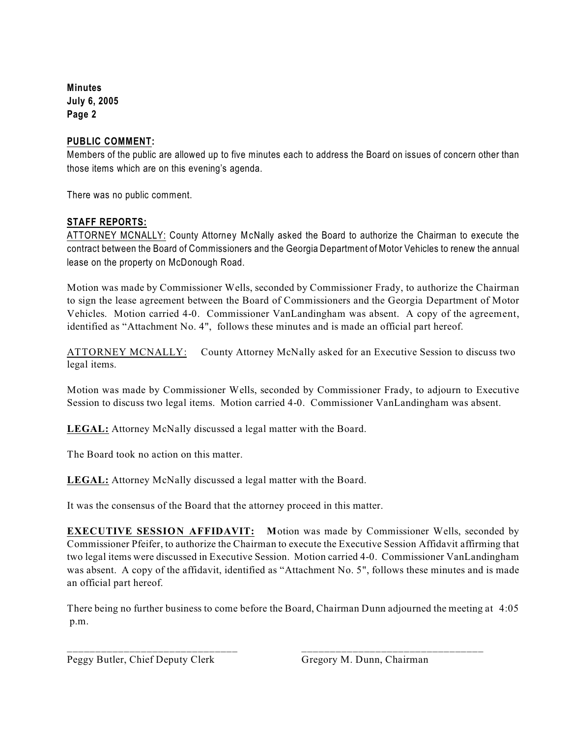**PUBLIC COMMENT:**

Members of the public are allowed up to five minutes each to address the Board on issues of concern other than those items which are on this evening's agenda.

There was no public comment.

**STAFF REPORTS:**

ATTORNEY MCNALLY: County Attorney McNally asked the Board to authorize the Chairman to execute the contract between the Board of Commissioners and the Georgia Department of Motor Vehicles to renew the annual lease on the property on McDonough Road.

Motion was made by Commissioner Wells, seconded by Commissioner Frady, to authorize the Chairman to sign the lease agreement between the Board of Commissioners and the Georgia Department of Motor Vehicles. Motion carried 4-0. Commissioner VanLandingham was absent. A copy of the agreement, identified as "Attachment No. 4", follows these minutes and is made an official part hereof.

ATTORNEY MCNALLY: County Attorney McNally asked for an Executive Session to discuss two legal items.

Motion was made by Commissioner Wells, seconded by Commissioner Frady, to adjourn to Executive Session to discuss two legal items. Motion carried 4-0. Commissioner VanLandingham was absent.

**LEGAL:** Attorney McNally discussed a legal matter with the Board.

The Board took no action on this matter.

**LEGAL:** Attorney McNally discussed a legal matter with the Board.

It was the consensus of the Board that the attorney proceed in this matter.

**EXECUTIVE SESSION AFFIDAVIT:** Motion was made by Commissioner Wells, seconded by Commissioner Pfeifer, to authorize the Chairman to execute the Executive Session Affidavit affirming that two legal items were discussed in Executive Session. Motion carried 4-0. Commissioner VanLandingham was absent. A copy of the affidavit, identified as "Attachment No. 5", follows these minutes and is made an official part hereof.

There being no further business to come before the Board, Chairman Dunn adjourned the meeting at 4:05 p.m.

\_\_\_\_\_\_\_\_\_\_\_\_\_\_\_\_\_\_\_\_\_\_\_\_\_\_\_\_\_\_
Peggy Butler, Chief Deputy Clerk

\_\_\_\_\_\_\_\_\_\_\_\_\_\_\_\_\_\_\_\_\_\_\_\_\_\_\_\_\_\_
Gregory M. Dunn, Chairman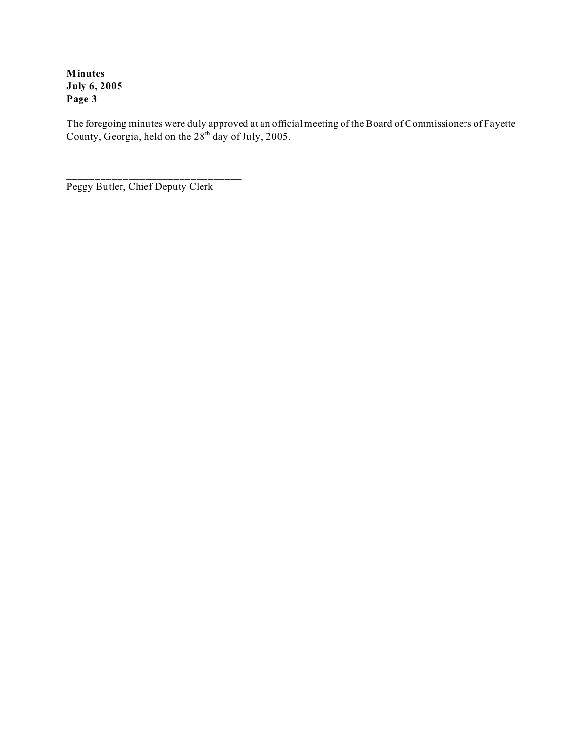**Minutes**
**July 6, 2005**
**Page 3**

The foregoing minutes were duly approved at an official meeting of the Board of Commissioners of Fayette County, Georgia, held on the 28th day of July, 2005.

______________________________
Peggy Butler, Chief Deputy Clerk